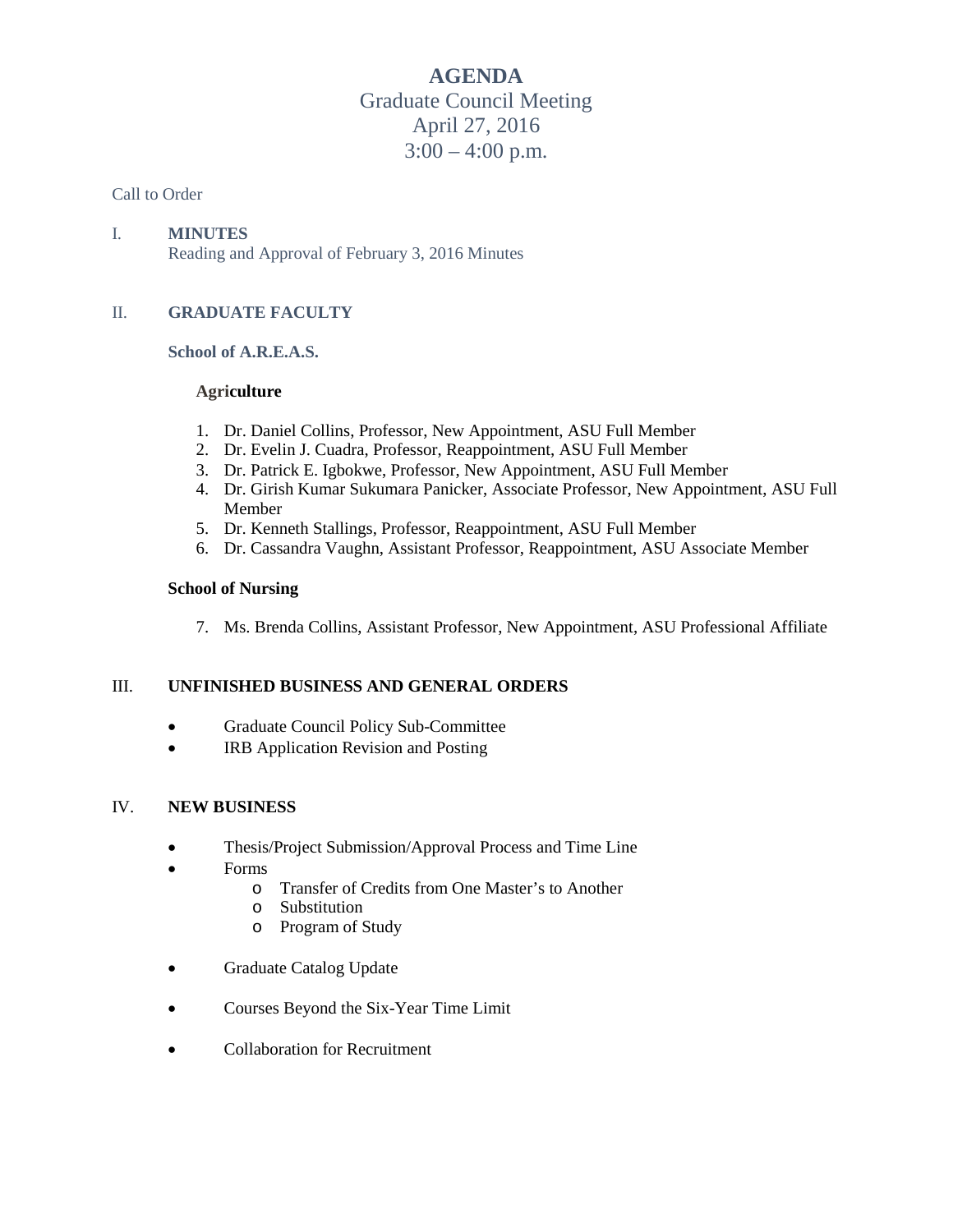# AGENDA

Graduate Council Meeting
April 27, 2016
3:00 – 4:00 p.m.

Call to Order

## I. MINUTES

Reading and Approval of February 3, 2016 Minutes

## II. GRADUATE FACULTY

### School of A.R.E.A.S.

#### Agriculture

1. Dr. Daniel Collins, Professor, New Appointment, ASU Full Member
2. Dr. Evelin J. Cuadra, Professor, Reappointment, ASU Full Member
3. Dr. Patrick E. Igbokwe, Professor, New Appointment, ASU Full Member
4. Dr. Girish Kumar Sukumara Panicker, Associate Professor, New Appointment, ASU Full Member
5. Dr. Kenneth Stallings, Professor, Reappointment, ASU Full Member
6. Dr. Cassandra Vaughn, Assistant Professor, Reappointment, ASU Associate Member

### School of Nursing

7. Ms. Brenda Collins, Assistant Professor, New Appointment, ASU Professional Affiliate

## III. UNFINISHED BUSINESS AND GENERAL ORDERS

- Graduate Council Policy Sub-Committee
- IRB Application Revision and Posting

## IV. NEW BUSINESS

- Thesis/Project Submission/Approval Process and Time Line
- Forms
  - Transfer of Credits from One Master's to Another
  - Substitution
  - Program of Study
- Graduate Catalog Update
- Courses Beyond the Six-Year Time Limit
- Collaboration for Recruitment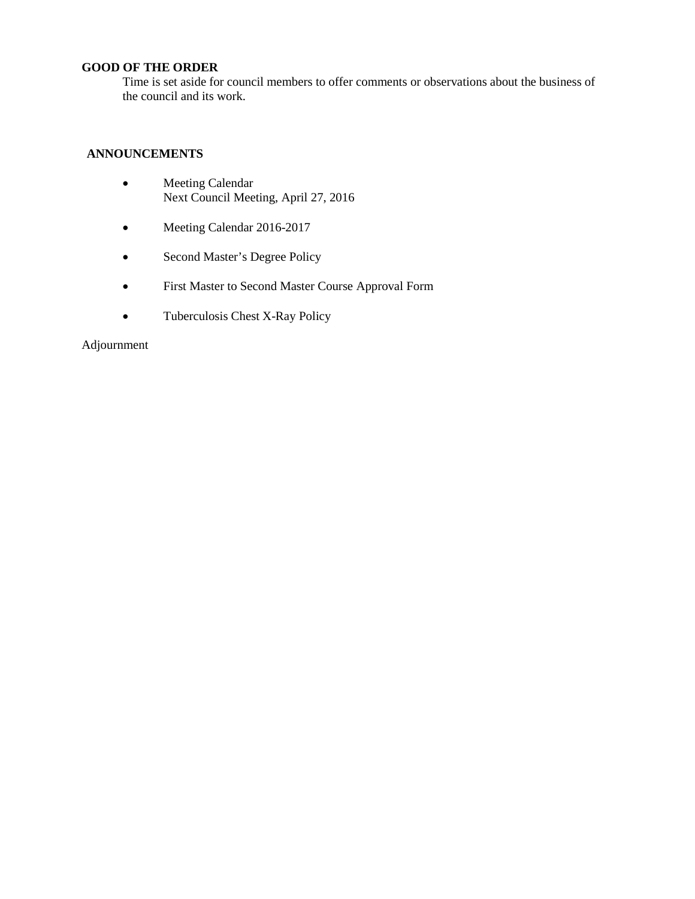**GOOD OF THE ORDER**

Time is set aside for council members to offer comments or observations about the business of the council and its work.

**ANNOUNCEMENTS**

- Meeting Calendar
  Next Council Meeting, April 27, 2016
- Meeting Calendar 2016-2017
- Second Master's Degree Policy
- First Master to Second Master Course Approval Form
- Tuberculosis Chest X-Ray Policy

Adjournment